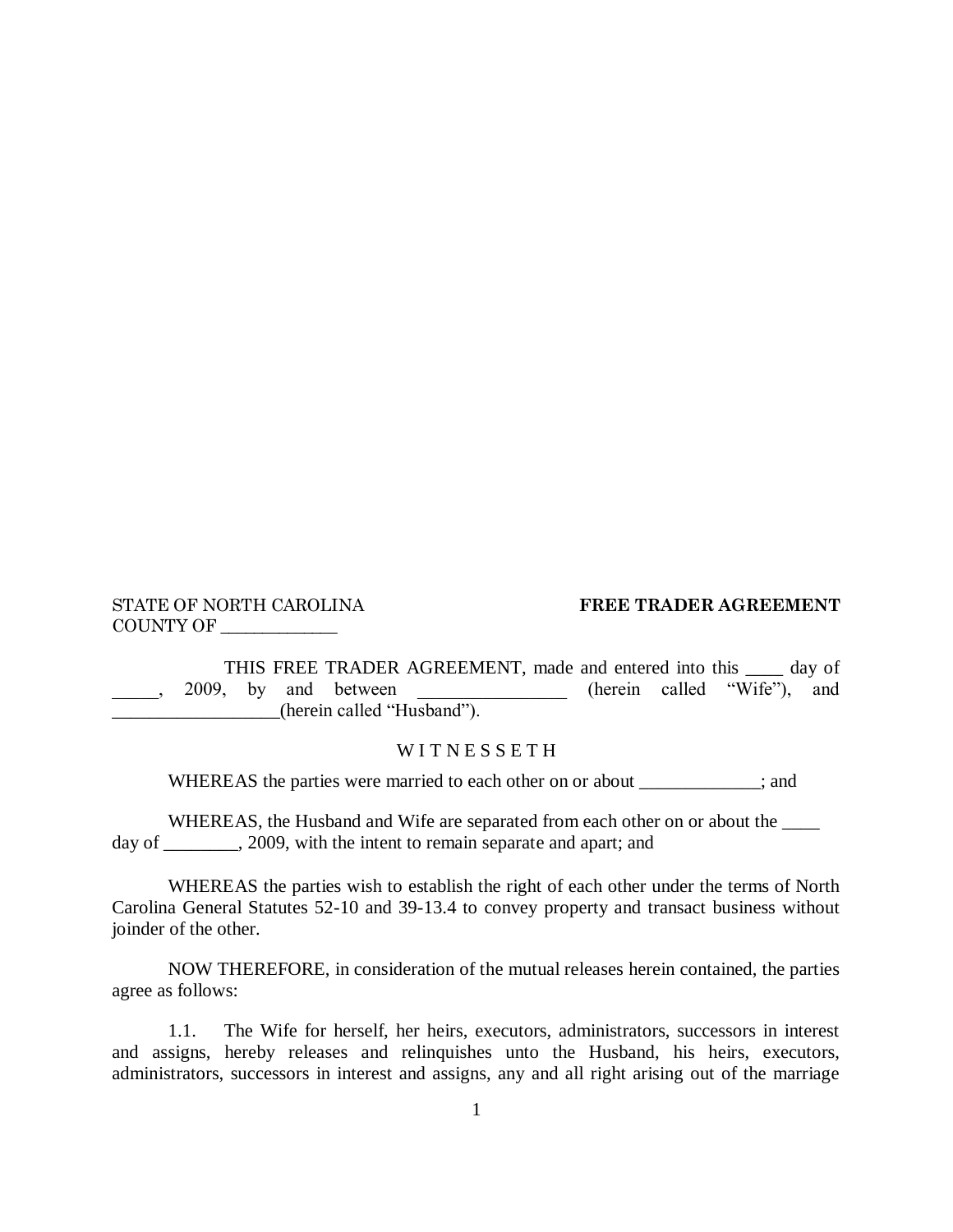STATE OF NORTH CAROLINA

COUNTY OF _____________

**FREE TRADER AGREEMENT**

THIS FREE TRADER AGREEMENT, made and entered into this ____ day of _____, 2009, by and between ________________ (herein called "Wife"), and __________________(herein called "Husband").

W I T N E S S E T H

WHEREAS the parties were married to each other on or about _____________; and

WHEREAS, the Husband and Wife are separated from each other on or about the ____ day of ________, 2009, with the intent to remain separate and apart; and

WHEREAS the parties wish to establish the right of each other under the terms of North Carolina General Statutes 52-10 and 39-13.4 to convey property and transact business without joinder of the other.

NOW THEREFORE, in consideration of the mutual releases herein contained, the parties agree as follows:

1.1. The Wife for herself, her heirs, executors, administrators, successors in interest and assigns, hereby releases and relinquishes unto the Husband, his heirs, executors, administrators, successors in interest and assigns, any and all right arising out of the marriage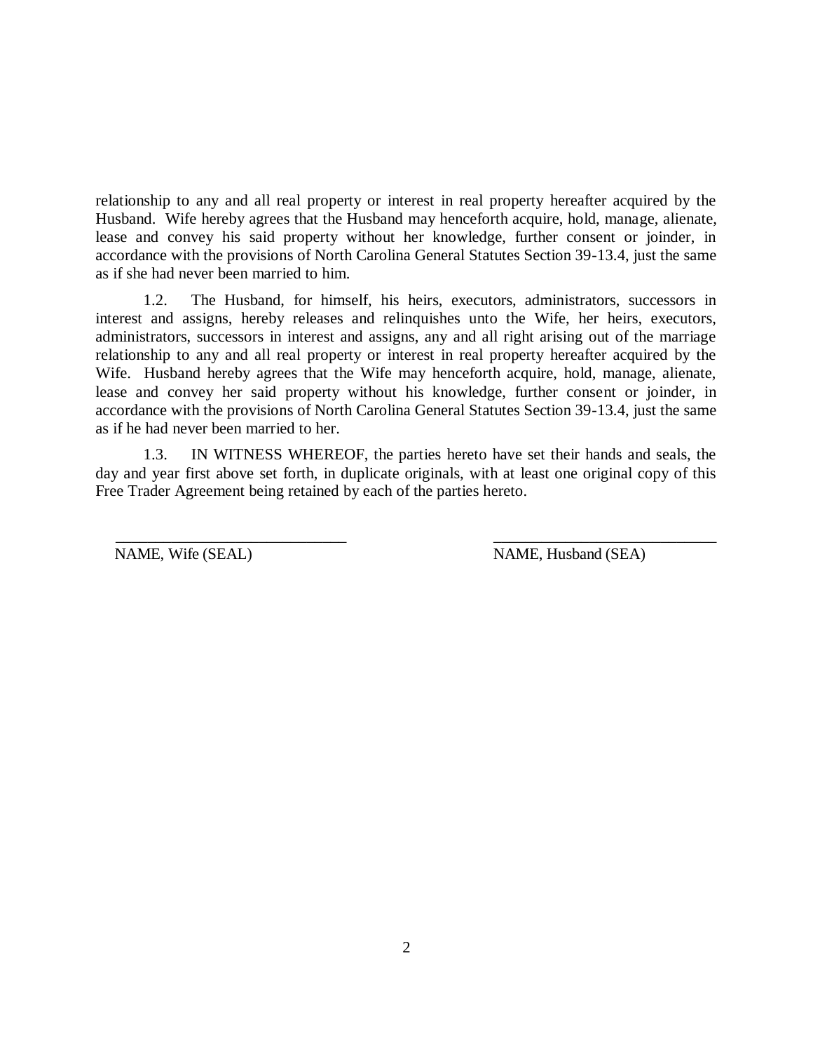relationship to any and all real property or interest in real property hereafter acquired by the Husband. Wife hereby agrees that the Husband may henceforth acquire, hold, manage, alienate, lease and convey his said property without her knowledge, further consent or joinder, in accordance with the provisions of North Carolina General Statutes Section 39-13.4, just the same as if she had never been married to him.

1.2. The Husband, for himself, his heirs, executors, administrators, successors in interest and assigns, hereby releases and relinquishes unto the Wife, her heirs, executors, administrators, successors in interest and assigns, any and all right arising out of the marriage relationship to any and all real property or interest in real property hereafter acquired by the Wife. Husband hereby agrees that the Wife may henceforth acquire, hold, manage, alienate, lease and convey her said property without his knowledge, further consent or joinder, in accordance with the provisions of North Carolina General Statutes Section 39-13.4, just the same as if he had never been married to her.

1.3. IN WITNESS WHEREOF, the parties hereto have set their hands and seals, the day and year first above set forth, in duplicate originals, with at least one original copy of this Free Trader Agreement being retained by each of the parties hereto.

______________________________ NAME, Wife (SEAL)

______________________________ NAME, Husband (SEA)